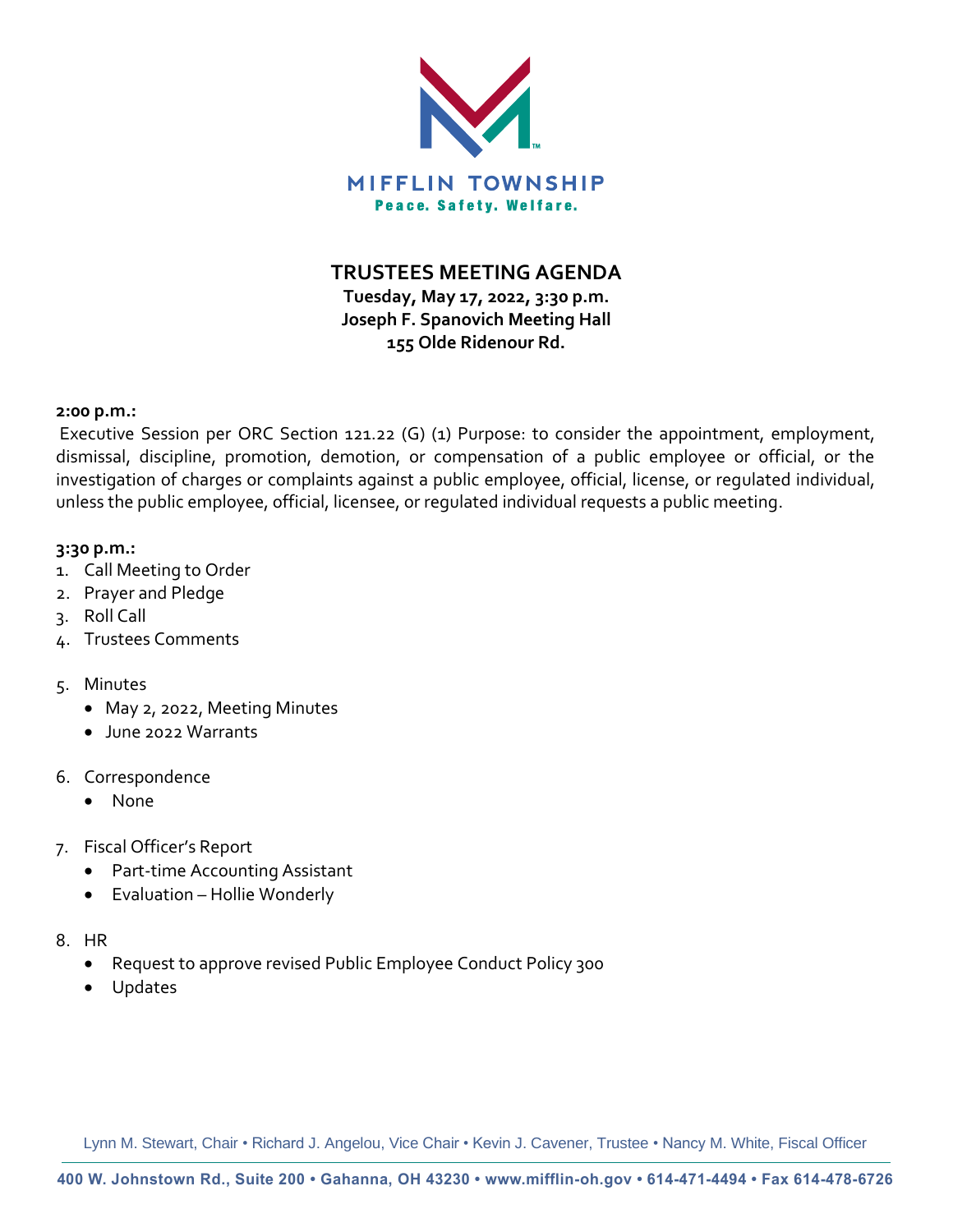MIFFLIN TOWNSHIP
Peace. Safety. Welfare.

# TRUSTEES MEETING AGENDA

**Tuesday, May 17, 2022, 3:30 p.m.**
**Joseph F. Spanovich Meeting Hall**
**155 Olde Ridenour Rd.**

**2:00 p.m.:**

Executive Session per ORC Section 121.22 (G) (1) Purpose: to consider the appointment, employment, dismissal, discipline, promotion, demotion, or compensation of a public employee or official, or the investigation of charges or complaints against a public employee, official, license, or regulated individual, unless the public employee, official, licensee, or regulated individual requests a public meeting.

**3:30 p.m.:**

1. Call Meeting to Order
2. Prayer and Pledge
3. Roll Call
4. Trustees Comments
5. Minutes
   - May 2, 2022, Meeting Minutes
   - June 2022 Warrants
6. Correspondence
   - None
7. Fiscal Officer's Report
   - Part-time Accounting Assistant
   - Evaluation – Hollie Wonderly
8. HR
   - Request to approve revised Public Employee Conduct Policy 300
   - Updates

Lynn M. Stewart, Chair • Richard J. Angelou, Vice Chair • Kevin J. Cavener, Trustee • Nancy M. White, Fiscal Officer

400 W. Johnstown Rd., Suite 200 • Gahanna, OH 43230 • www.mifflin-oh.gov • 614-471-4494 • Fax 614-478-6726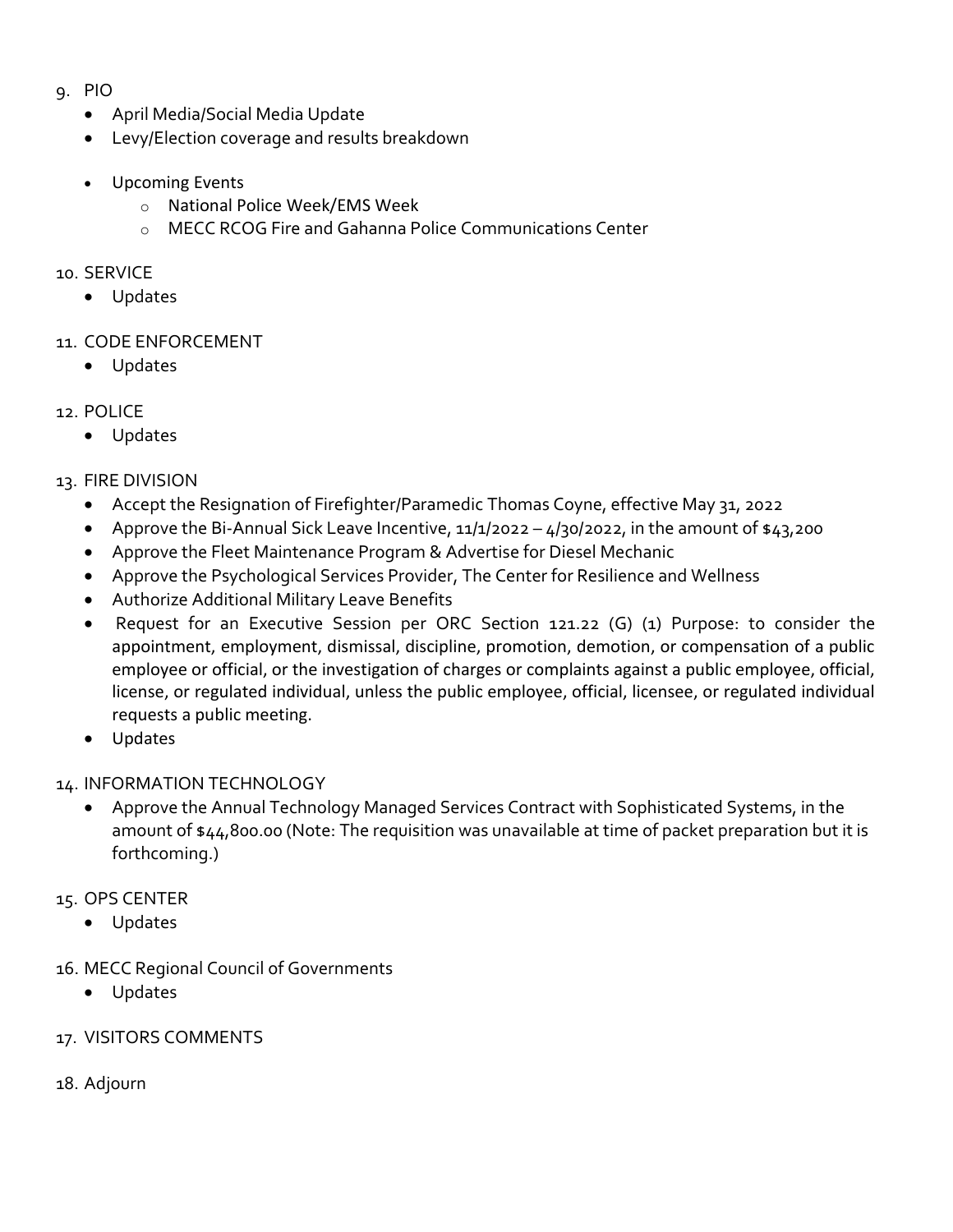9. PIO
    - April Media/Social Media Update
    - Levy/Election coverage and results breakdown
    - Upcoming Events
        - National Police Week/EMS Week
        - MECC RCOG Fire and Gahanna Police Communications Center

10. SERVICE
    - Updates

11. CODE ENFORCEMENT
    - Updates

12. POLICE
    - Updates

13. FIRE DIVISION
    - Accept the Resignation of Firefighter/Paramedic Thomas Coyne, effective May 31, 2022
    - Approve the Bi-Annual Sick Leave Incentive, 11/1/2022 – 4/30/2022, in the amount of $43,200
    - Approve the Fleet Maintenance Program & Advertise for Diesel Mechanic
    - Approve the Psychological Services Provider, The Center for Resilience and Wellness
    - Authorize Additional Military Leave Benefits
    - Request for an Executive Session per ORC Section 121.22 (G) (1) Purpose: to consider the appointment, employment, dismissal, discipline, promotion, demotion, or compensation of a public employee or official, or the investigation of charges or complaints against a public employee, official, license, or regulated individual, unless the public employee, official, licensee, or regulated individual requests a public meeting.
    - Updates

14. INFORMATION TECHNOLOGY
    - Approve the Annual Technology Managed Services Contract with Sophisticated Systems, in the amount of $44,800.00 (Note: The requisition was unavailable at time of packet preparation but it is forthcoming.)

15. OPS CENTER
    - Updates

16. MECC Regional Council of Governments
    - Updates

17. VISITORS COMMENTS

18. Adjourn